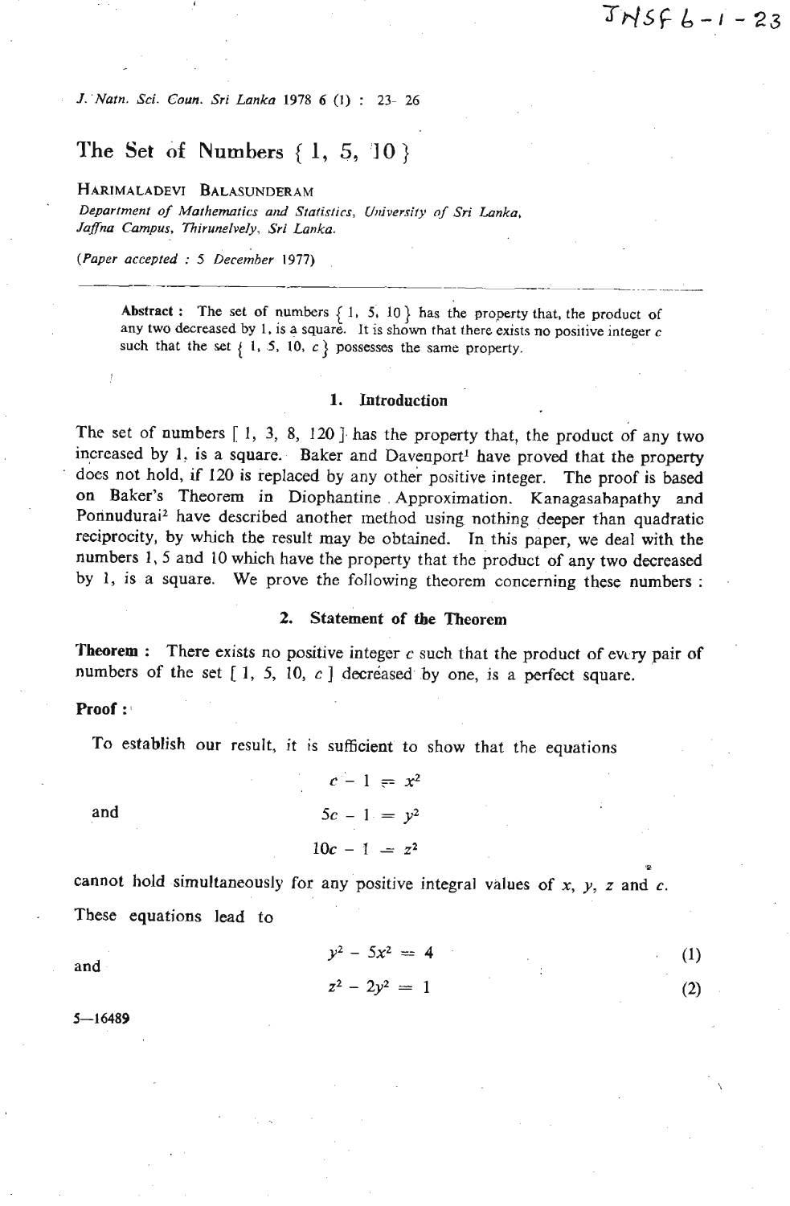# The Set of Numbers { 1, 5, 10 }

HARIMALADEVI BALASUNDERAM

*Department of Mathematics and Statistics, University of Sri Lanka, Jaffna Campus, Thirunelvely, Sri Lanka.*

*(Paper accepted : 5 December 1977)*

**Abstract :** The set of numbers { 1, 5, 10 } has the property that, the product of any two decreased by 1, is a square. It is shown that there exists no positive integer $c$ such that the set { 1, 5, 10, $c$ } possesses the same property.

## 1. Introduction

The set of numbers [ 1, 3, 8, 120 ] has the property that, the product of any two increased by 1, is a square. Baker and Davenport[1] have proved that the property does not hold, if 120 is replaced by any other positive integer. The proof is based on Baker's Theorem in Diophantine Approximation. Kanagasabapathy and Ponnudurai[2] have described another method using nothing deeper than quadratic reciprocity, by which the result may be obtained. In this paper, we deal with the numbers 1, 5 and 10 which have the property that the product of any two decreased by 1, is a square. We prove the following theorem concerning these numbers :

## 2. Statement of the Theorem

**Theorem :** There exists no positive integer $c$ such that the product of every pair of numbers of the set [ 1, 5, 10, $c$ ] decreased by one, is a perfect square.

**Proof :**

To establish our result, it is sufficient to show that the equations

$$c - 1 = x^2$$

and

$$5c - 1 = y^2$$

$$10c - 1 = z^2$$

cannot hold simultaneously for any positive integral values of $x$, $y$, $z$ and $c$.

These equations lead to

$$y^2 - 5x^2 = 4 \tag{1}$$

and

$$z^2 - 2y^2 = 1 \tag{2}$$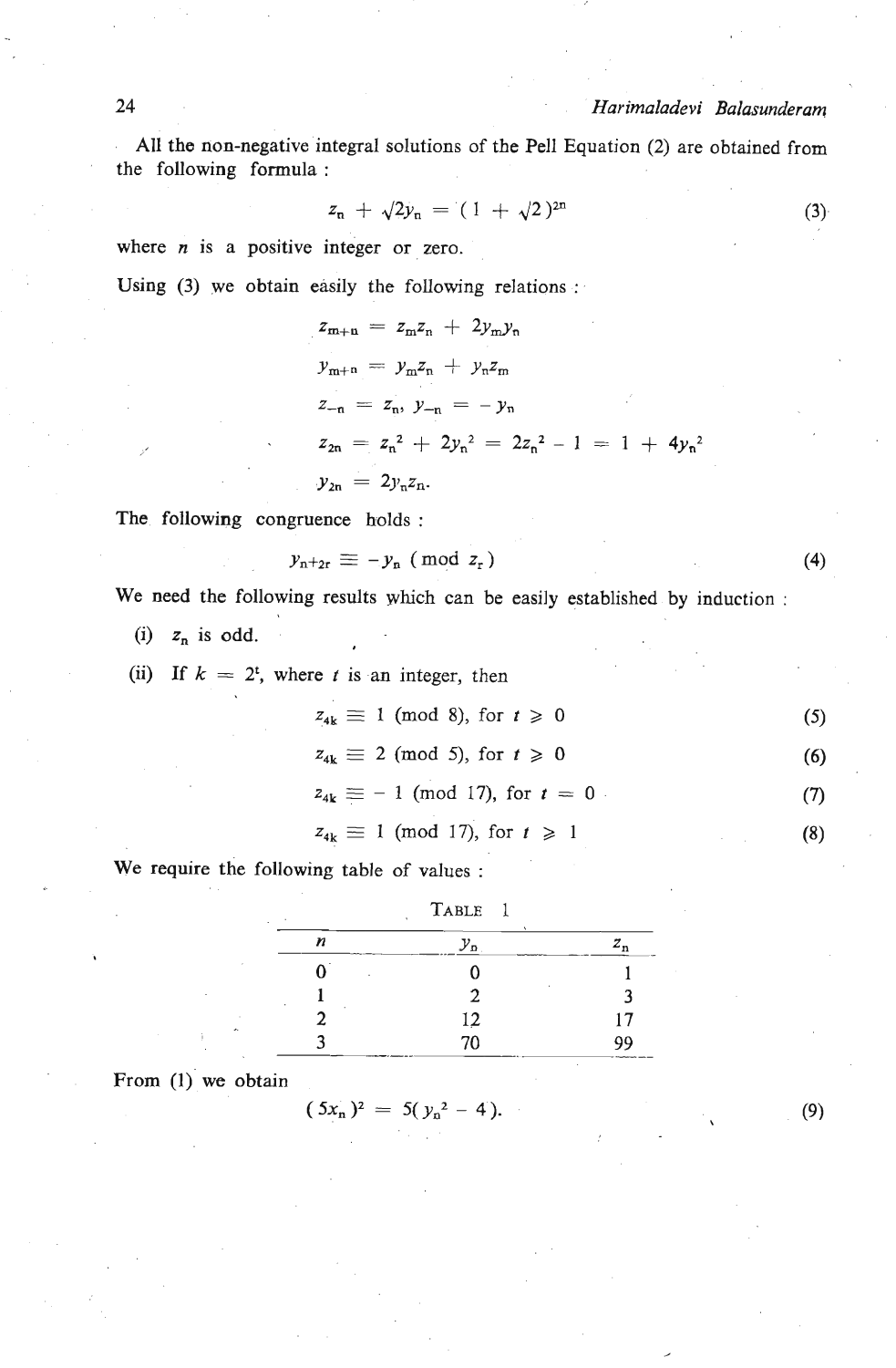All the non-negative integral solutions of the Pell Equation (2) are obtained from the following formula :

$$z_n + \sqrt{2}y_n = (1 + \sqrt{2})^{2n} \tag{3}$$

where $n$ is a positive integer or zero.

Using (3) we obtain easily the following relations :

$$z_{m+n} = z_m z_n + 2y_m y_n$$

$$y_{m+n} = y_m z_n + y_n z_m$$

$$z_{-n} = z_n, \; y_{-n} = -y_n$$

$$z_{2n} = z_n^2 + 2y_n^2 = 2z_n^2 - 1 = 1 + 4y_n^2$$

$$y_{2n} = 2y_n z_n.$$

The following congruence holds :

$$y_{n+2r} \equiv -y_n \pmod{z_r} \tag{4}$$

We need the following results which can be easily established by induction :

(i) $z_n$ is odd.

(ii) If $k = 2^t$, where $t$ is an integer, then

$$z_{4k} \equiv 1 \pmod{8}, \text{ for } t \geqslant 0 \tag{5}$$

$$z_{4k} \equiv 2 \pmod{5}, \text{ for } t \geqslant 0 \tag{6}$$

$$z_{4k} \equiv -1 \pmod{17}, \text{ for } t = 0 \tag{7}$$

$$z_{4k} \equiv 1 \pmod{17}, \text{ for } t \geqslant 1 \tag{8}$$

We require the following table of values :

TABLE 1

| $n$ | $y_n$ | $z_n$ |
|---|---|---|
| 0 | 0 | 1 |
| 1 | 2 | 3 |
| 2 | 12 | 17 |
| 3 | 70 | 99 |

From (1) we obtain

$$(5x_n)^2 = 5(y_n^2 - 4). \tag{9}$$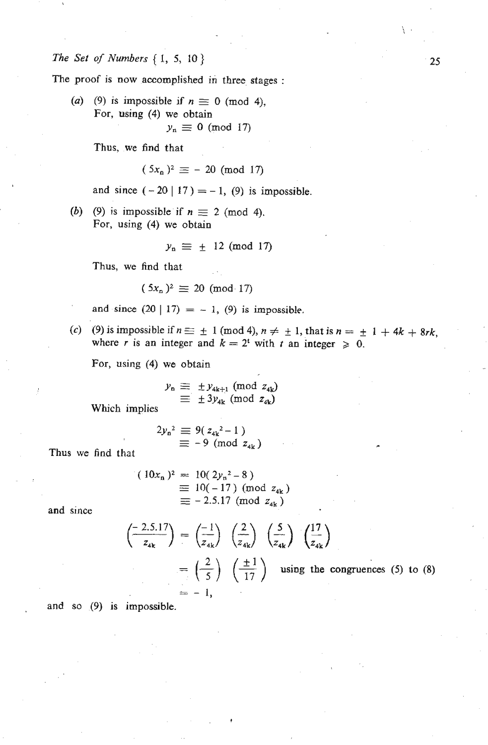The proof is now accomplished in three stages :

(*a*) (9) is impossible if $n \equiv 0 \pmod 4$,
For, using (4) we obtain

$$y_n \equiv 0 \pmod{17}$$

Thus, we find that

$$(5x_n)^2 \equiv -20 \pmod{17}$$

and since $(-20 \mid 17) = -1$, (9) is impossible.

(*b*) (9) is impossible if $n \equiv 2 \pmod 4$.
For, using (4) we obtain

$$y_n \equiv \pm 12 \pmod{17}$$

Thus, we find that

$$(5x_n)^2 \equiv 20 \pmod{17}$$

and since $(20 \mid 17) = -1$, (9) is impossible.

(*c*) (9) is impossible if $n \equiv \pm 1 \pmod 4$, $n \neq \pm 1$, that is $n = \pm 1 + 4k + 8rk$, where $r$ is an integer and $k = 2^t$ with $t$ an integer $\geqslant 0$.

For, using (4) we obtain

$$\begin{aligned} y_n &\equiv \pm y_{4k+1} \pmod{z_{4k}} \\ &\equiv \pm 3y_{4k} \pmod{z_{4k}} \end{aligned}$$

Which implies

$$\begin{aligned} 2y_n^2 &\equiv 9(z_{4k}^2 - 1) \\ &\equiv -9 \pmod{z_{4k}} \end{aligned}$$

Thus we find that

$$\begin{aligned} (10x_n)^2 &= 10(2y_n^2 - 8) \\ &\equiv 10(-17) \pmod{z_{4k}} \\ &\equiv -2.5.17 \pmod{z_{4k}} \end{aligned}$$

and since

$$\begin{aligned} \left(\frac{-2.5.17}{z_{4k}}\right) &= \left(\frac{-1}{z_{4k}}\right)\left(\frac{2}{z_{4k}}\right)\left(\frac{5}{z_{4k}}\right)\left(\frac{17}{z_{4k}}\right) \\ &= \left(\frac{2}{5}\right)\left(\frac{\pm 1}{17}\right) \quad \text{using the congruences (5) to (8)} \\ &= -1, \end{aligned}$$

and so (9) is impossible.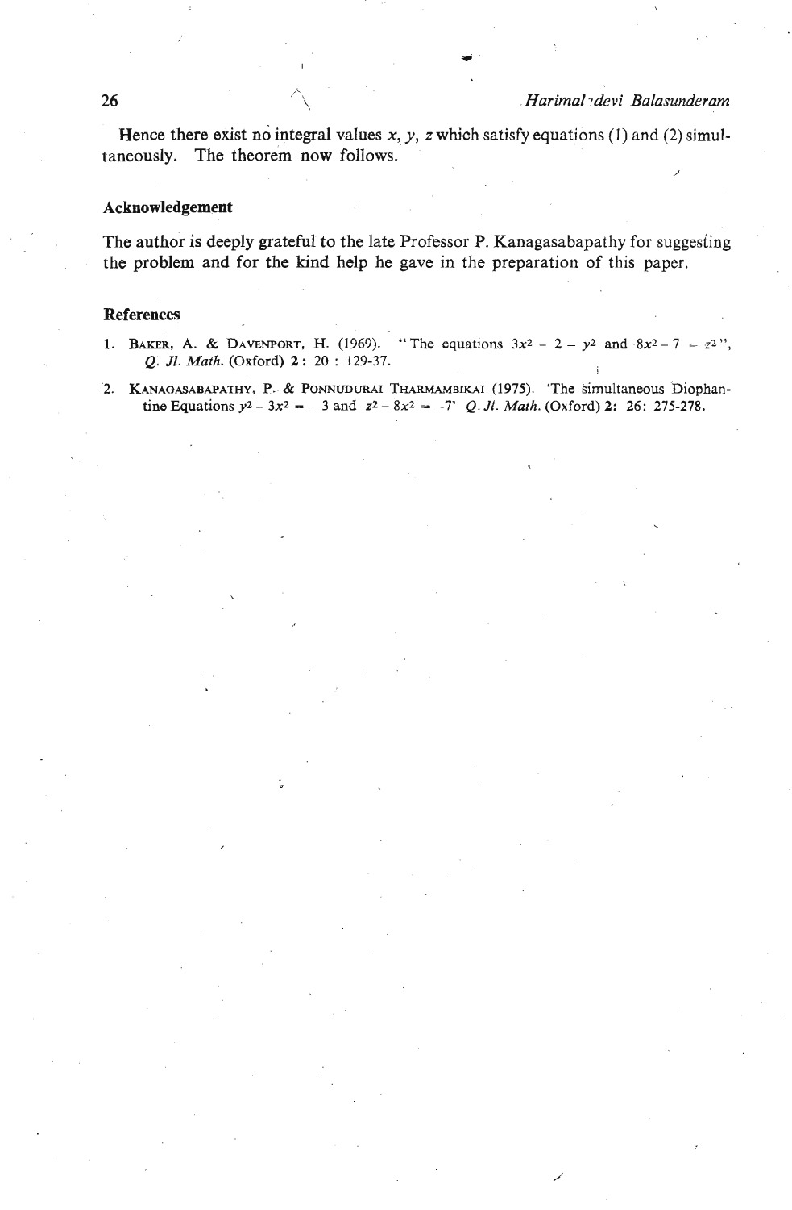Hence there exist no integral values $x, y, z$ which satisfy equations (1) and (2) simultaneously. The theorem now follows.

### Acknowledgement

The author is deeply grateful to the late Professor P. Kanagasabapathy for suggesting the problem and for the kind help he gave in the preparation of this paper.

### References

1. BAKER, A. & DAVENPORT, H. (1969). "The equations $3x^2 - 2 = y^2$ and $8x^2 - 7 = z^2$", *Q. Jl. Math.* (Oxford) **2**: 20 : 129-37.
2. KANAGASABAPATHY, P. & PONNUDURAI THARMAMBIKAI (1975). 'The simultaneous Diophantine Equations $y^2 - 3x^2 = -3$ and $z^2 - 8x^2 = -7$' *Q. Jl. Math.* (Oxford) **2**: 26: 275-278.